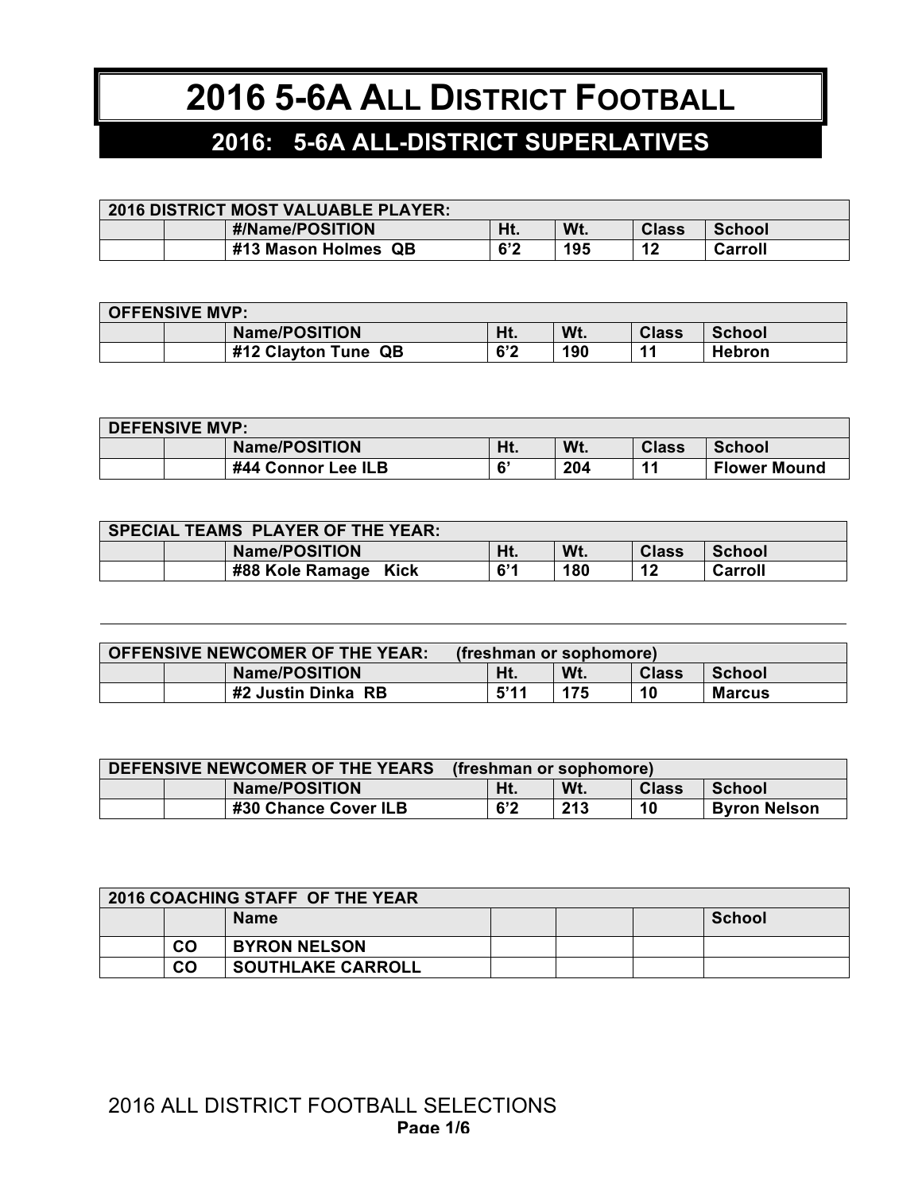# 2016 5-6A ALL DISTRICT FOOTBALL

## 2016: 5-6A ALL-DISTRICT SUPERLATIVES

| 2016 DISTRICT MOST VALUABLE PLAYER: | | | | | | |
|---|---|---|---|---|---|---|
| | | #/Name/POSITION | Ht. | Wt. | Class | School |
| | | #13 Mason Holmes QB | 6'2 | 195 | 12 | Carroll |

| OFFENSIVE MVP: | | | | | | |
|---|---|---|---|---|---|---|
| | | Name/POSITION | Ht. | Wt. | Class | School |
| | | #12 Clayton Tune QB | 6'2 | 190 | 11 | Hebron |

| DEFENSIVE MVP: | | | | | | |
|---|---|---|---|---|---|---|
| | | Name/POSITION | Ht. | Wt. | Class | School |
| | | #44 Connor Lee ILB | 6' | 204 | 11 | Flower Mound |

| SPECIAL TEAMS PLAYER OF THE YEAR: | | | | | | |
|---|---|---|---|---|---|---|
| | | Name/POSITION | Ht. | Wt. | Class | School |
| | | #88 Kole Ramage Kick | 6'1 | 180 | 12 | Carroll |

| OFFENSIVE NEWCOMER OF THE YEAR: (freshman or sophomore) | | | | | | |
|---|---|---|---|---|---|---|
| | | Name/POSITION | Ht. | Wt. | Class | School |
| | | #2 Justin Dinka RB | 5'11 | 175 | 10 | Marcus |

| DEFENSIVE NEWCOMER OF THE YEARS (freshman or sophomore) | | | | | | |
|---|---|---|---|---|---|---|
| | | Name/POSITION | Ht. | Wt. | Class | School |
| | | #30 Chance Cover ILB | 6'2 | 213 | 10 | Byron Nelson |

| 2016 COACHING STAFF OF THE YEAR | | | | | | |
|---|---|---|---|---|---|---|
| | | Name | | | | School |
| | CO | BYRON NELSON | | | | |
| | CO | SOUTHLAKE CARROLL | | | | |

2016 ALL DISTRICT FOOTBALL SELECTIONS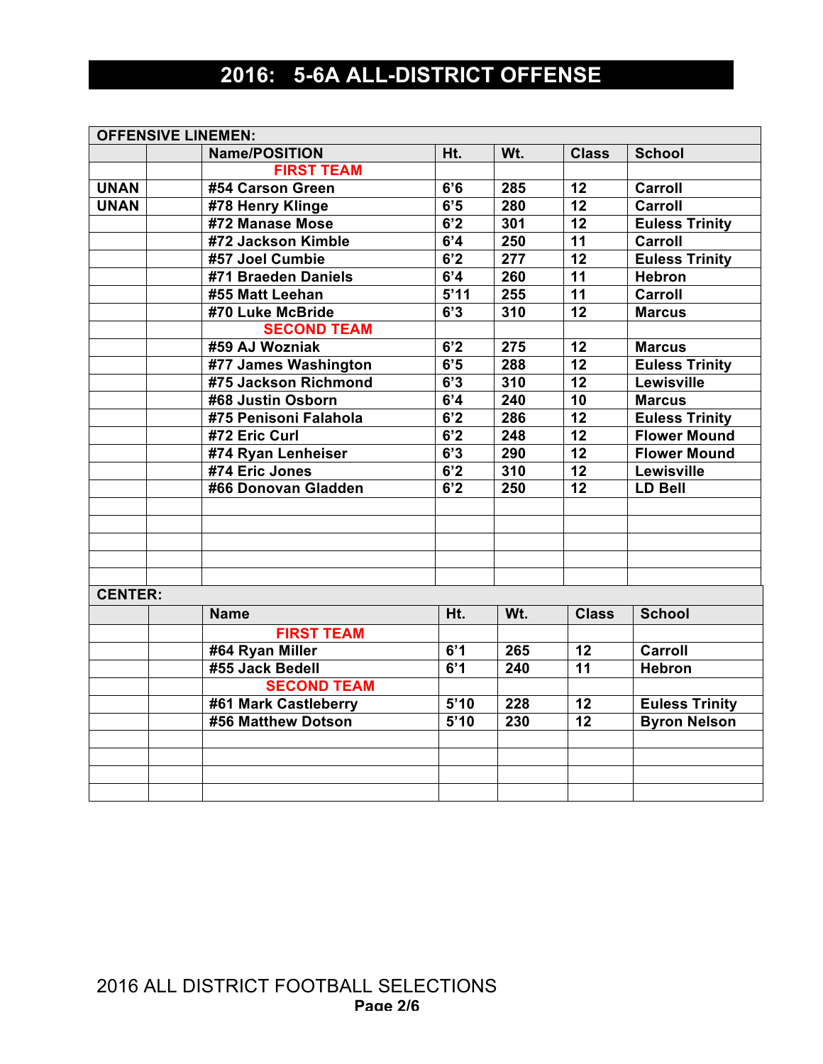# 2016: 5-6A ALL-DISTRICT OFFENSE

**OFFENSIVE LINEMEN:**

| | | Name/POSITION | Ht. | Wt. | Class | School |
|---|---|---|---|---|---|---|
| | | FIRST TEAM | | | | |
| UNAN | | #54 Carson Green | 6'6 | 285 | 12 | Carroll |
| UNAN | | #78 Henry Klinge | 6'5 | 280 | 12 | Carroll |
| | | #72 Manase Mose | 6'2 | 301 | 12 | Euless Trinity |
| | | #72 Jackson Kimble | 6'4 | 250 | 11 | Carroll |
| | | #57 Joel Cumbie | 6'2 | 277 | 12 | Euless Trinity |
| | | #71 Braeden Daniels | 6'4 | 260 | 11 | Hebron |
| | | #55 Matt Leehan | 5'11 | 255 | 11 | Carroll |
| | | #70 Luke McBride | 6'3 | 310 | 12 | Marcus |
| | | SECOND TEAM | | | | |
| | | #59 AJ Wozniak | 6'2 | 275 | 12 | Marcus |
| | | #77 James Washington | 6'5 | 288 | 12 | Euless Trinity |
| | | #75 Jackson Richmond | 6'3 | 310 | 12 | Lewisville |
| | | #68 Justin Osborn | 6'4 | 240 | 10 | Marcus |
| | | #75 Penisoni Falahola | 6'2 | 286 | 12 | Euless Trinity |
| | | #72 Eric Curl | 6'2 | 248 | 12 | Flower Mound |
| | | #74 Ryan Lenheiser | 6'3 | 290 | 12 | Flower Mound |
| | | #74 Eric Jones | 6'2 | 310 | 12 | Lewisville |
| | | #66 Donovan Gladden | 6'2 | 250 | 12 | LD Bell |

**CENTER:**

| | | Name | Ht. | Wt. | Class | School |
|---|---|---|---|---|---|---|
| | | FIRST TEAM | | | | |
| | | #64 Ryan Miller | 6'1 | 265 | 12 | Carroll |
| | | #55 Jack Bedell | 6'1 | 240 | 11 | Hebron |
| | | SECOND TEAM | | | | |
| | | #61 Mark Castleberry | 5'10 | 228 | 12 | Euless Trinity |
| | | #56 Matthew Dotson | 5'10 | 230 | 12 | Byron Nelson |

2016 ALL DISTRICT FOOTBALL SELECTIONS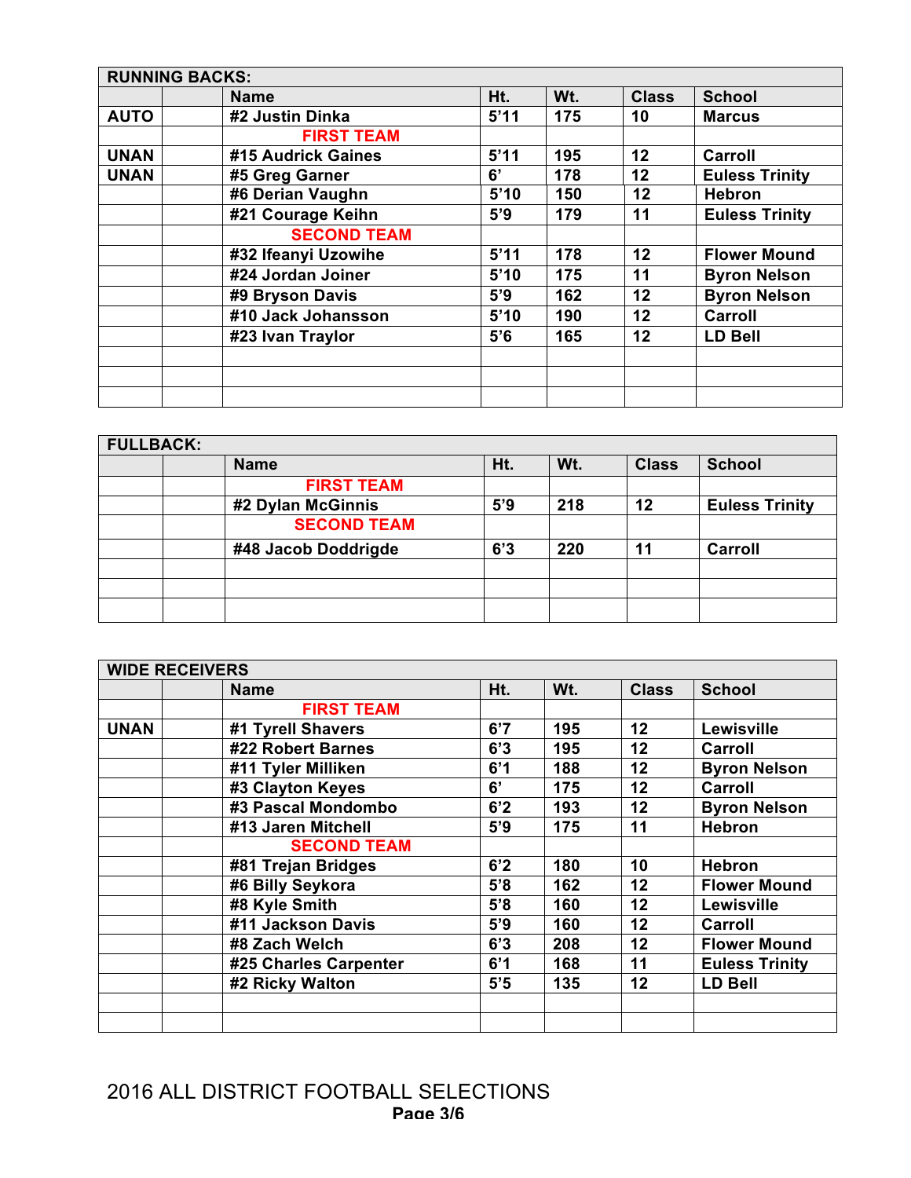| RUNNING BACKS: | | | | | | |
|---|---|---|---|---|---|---|
| | | Name | Ht. | Wt. | Class | School |
| AUTO | | #2 Justin Dinka | 5'11 | 175 | 10 | Marcus |
| | | FIRST TEAM | | | | |
| UNAN | | #15 Audrick Gaines | 5'11 | 195 | 12 | Carroll |
| UNAN | | #5 Greg Garner | 6' | 178 | 12 | Euless Trinity |
| | | #6 Derian Vaughn | 5'10 | 150 | 12 | Hebron |
| | | #21 Courage Keihn | 5'9 | 179 | 11 | Euless Trinity |
| | | SECOND TEAM | | | | |
| | | #32 Ifeanyi Uzowihe | 5'11 | 178 | 12 | Flower Mound |
| | | #24 Jordan Joiner | 5'10 | 175 | 11 | Byron Nelson |
| | | #9 Bryson Davis | 5'9 | 162 | 12 | Byron Nelson |
| | | #10 Jack Johansson | 5'10 | 190 | 12 | Carroll |
| | | #23 Ivan Traylor | 5'6 | 165 | 12 | LD Bell |

| FULLBACK: | | | | | | |
|---|---|---|---|---|---|---|
| | | Name | Ht. | Wt. | Class | School |
| | | FIRST TEAM | | | | |
| | | #2 Dylan McGinnis | 5'9 | 218 | 12 | Euless Trinity |
| | | SECOND TEAM | | | | |
| | | #48 Jacob Doddrigde | 6'3 | 220 | 11 | Carroll |

| WIDE RECEIVERS | | | | | | |
|---|---|---|---|---|---|---|
| | | Name | Ht. | Wt. | Class | School |
| | | FIRST TEAM | | | | |
| UNAN | | #1 Tyrell Shavers | 6'7 | 195 | 12 | Lewisville |
| | | #22 Robert Barnes | 6'3 | 195 | 12 | Carroll |
| | | #11 Tyler Milliken | 6'1 | 188 | 12 | Byron Nelson |
| | | #3 Clayton Keyes | 6' | 175 | 12 | Carroll |
| | | #3 Pascal Mondombo | 6'2 | 193 | 12 | Byron Nelson |
| | | #13 Jaren Mitchell | 5'9 | 175 | 11 | Hebron |
| | | SECOND TEAM | | | | |
| | | #81 Trejan Bridges | 6'2 | 180 | 10 | Hebron |
| | | #6 Billy Seykora | 5'8 | 162 | 12 | Flower Mound |
| | | #8 Kyle Smith | 5'8 | 160 | 12 | Lewisville |
| | | #11 Jackson Davis | 5'9 | 160 | 12 | Carroll |
| | | #8 Zach Welch | 6'3 | 208 | 12 | Flower Mound |
| | | #25 Charles Carpenter | 6'1 | 168 | 11 | Euless Trinity |
| | | #2 Ricky Walton | 5'5 | 135 | 12 | LD Bell |

2016 ALL DISTRICT FOOTBALL SELECTIONS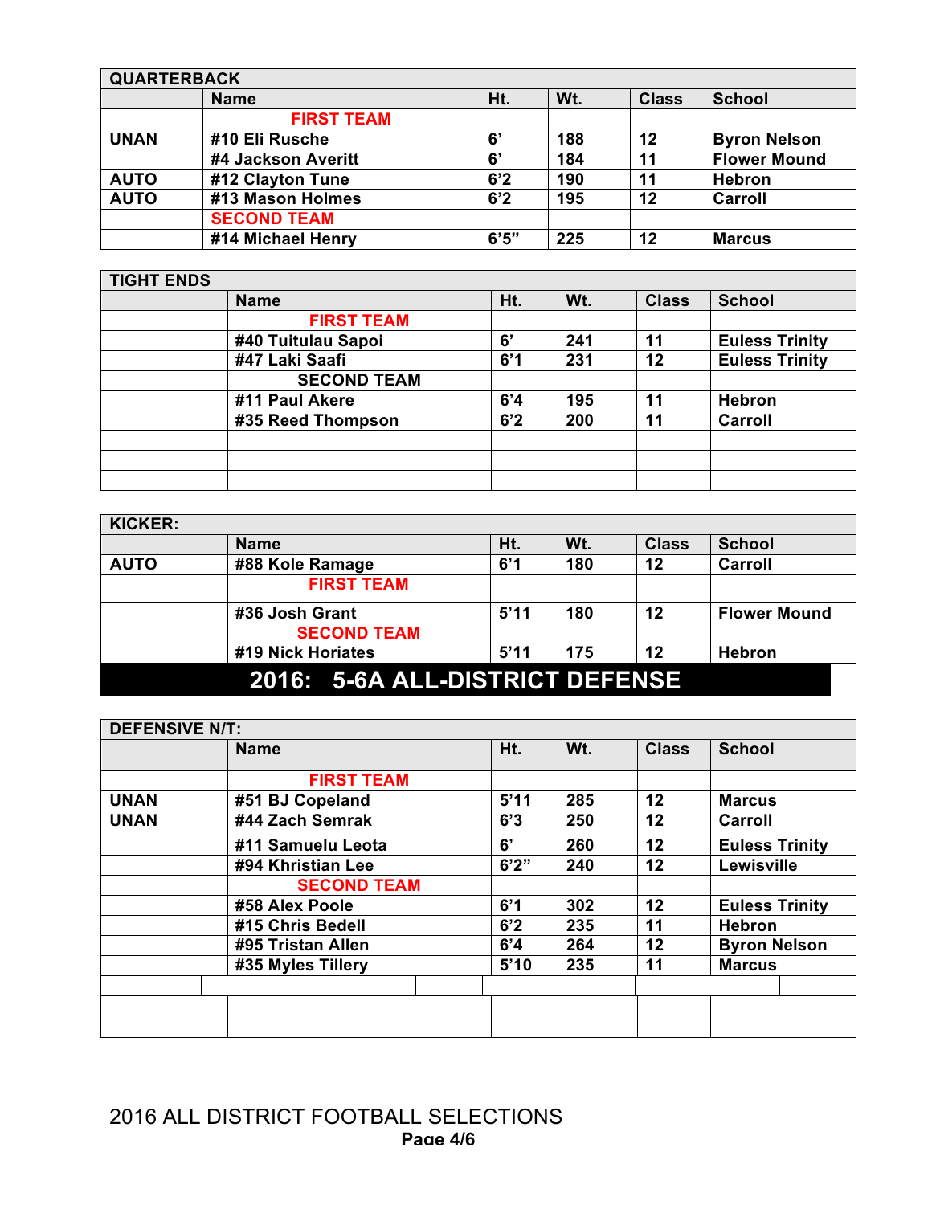| QUARTERBACK | | | | | | |
|---|---|---|---|---|---|---|
| | | **Name** | **Ht.** | **Wt.** | **Class** | **School** |
| | | **FIRST TEAM** | | | | |
| **UNAN** | | **#10 Eli Rusche** | **6’** | **188** | **12** | **Byron Nelson** |
| | | **#4 Jackson Averitt** | **6’** | **184** | **11** | **Flower Mound** |
| **AUTO** | | **#12 Clayton Tune** | **6’2** | **190** | **11** | **Hebron** |
| **AUTO** | | **#13 Mason Holmes** | **6’2** | **195** | **12** | **Carroll** |
| | | **SECOND TEAM** | | | | |
| | | **#14 Michael Henry** | **6’5”** | **225** | **12** | **Marcus** |

| TIGHT ENDS | | | | | | |
|---|---|---|---|---|---|---|
| | | **Name** | **Ht.** | **Wt.** | **Class** | **School** |
| | | **FIRST TEAM** | | | | |
| | | **#40 Tuitulau Sapoi** | **6’** | **241** | **11** | **Euless Trinity** |
| | | **#47 Laki Saafi** | **6’1** | **231** | **12** | **Euless Trinity** |
| | | **SECOND TEAM** | | | | |
| | | **#11 Paul Akere** | **6’4** | **195** | **11** | **Hebron** |
| | | **#35 Reed Thompson** | **6’2** | **200** | **11** | **Carroll** |

| KICKER: | | | | | | |
|---|---|---|---|---|---|---|
| | | **Name** | **Ht.** | **Wt.** | **Class** | **School** |
| **AUTO** | | **#88 Kole Ramage** | **6’1** | **180** | **12** | **Carroll** |
| | | **FIRST TEAM** | | | | |
| | | **#36 Josh Grant** | **5’11** | **180** | **12** | **Flower Mound** |
| | | **SECOND TEAM** | | | | |
| | | **#19 Nick Horiates** | **5’11** | **175** | **12** | **Hebron** |

# 2016: 5-6A ALL-DISTRICT DEFENSE

| DEFENSIVE N/T: | | | | | | |
|---|---|---|---|---|---|---|
| | | **Name** | **Ht.** | **Wt.** | **Class** | **School** |
| | | **FIRST TEAM** | | | | |
| **UNAN** | | **#51 BJ Copeland** | **5’11** | **285** | **12** | **Marcus** |
| **UNAN** | | **#44 Zach Semrak** | **6’3** | **250** | **12** | **Carroll** |
| | | **#11 Samuelu Leota** | **6’** | **260** | **12** | **Euless Trinity** |
| | | **#94 Khristian Lee** | **6’2”** | **240** | **12** | **Lewisville** |
| | | **SECOND TEAM** | | | | |
| | | **#58 Alex Poole** | **6’1** | **302** | **12** | **Euless Trinity** |
| | | **#15 Chris Bedell** | **6’2** | **235** | **11** | **Hebron** |
| | | **#95 Tristan Allen** | **6’4** | **264** | **12** | **Byron Nelson** |
| | | **#35 Myles Tillery** | **5’10** | **235** | **11** | **Marcus** |

2016 ALL DISTRICT FOOTBALL SELECTIONS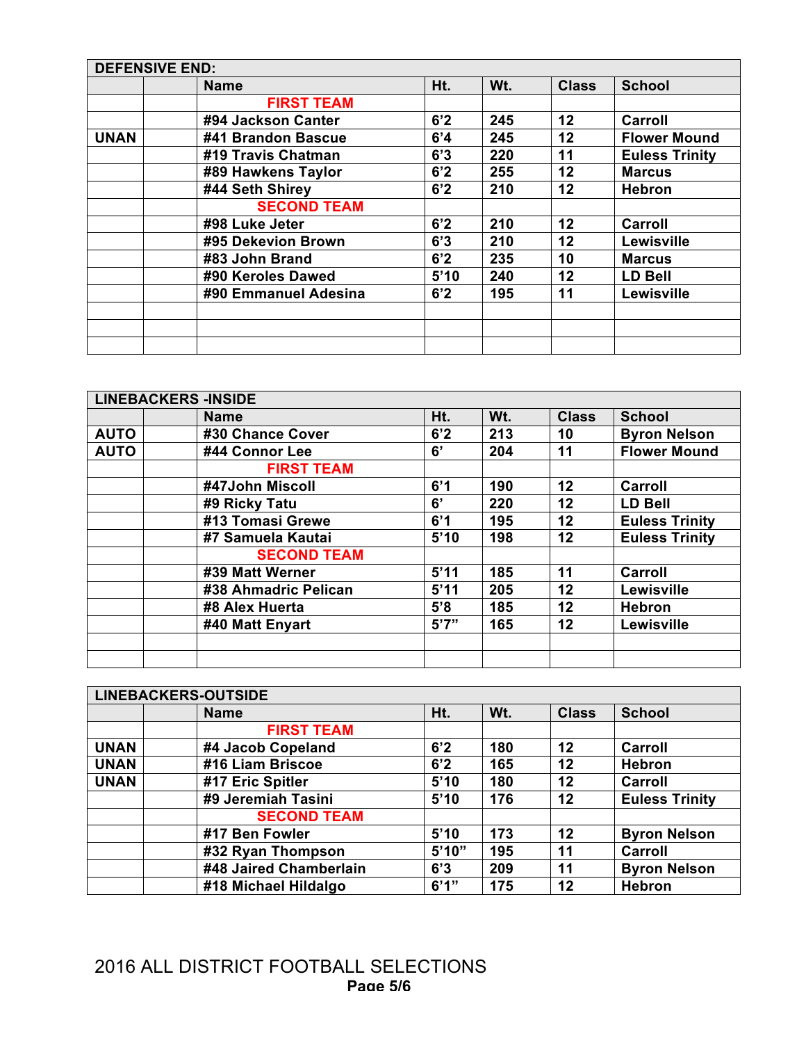| DEFENSIVE END: | | | | | | |
|---|---|---|---|---|---|---|
| | | Name | Ht. | Wt. | Class | School |
| | | FIRST TEAM | | | | |
| | | #94 Jackson Canter | 6'2 | 245 | 12 | Carroll |
| UNAN | | #41 Brandon Bascue | 6'4 | 245 | 12 | Flower Mound |
| | | #19 Travis Chatman | 6'3 | 220 | 11 | Euless Trinity |
| | | #89 Hawkens Taylor | 6'2 | 255 | 12 | Marcus |
| | | #44 Seth Shirey | 6'2 | 210 | 12 | Hebron |
| | | SECOND TEAM | | | | |
| | | #98 Luke Jeter | 6'2 | 210 | 12 | Carroll |
| | | #95 Dekevion Brown | 6'3 | 210 | 12 | Lewisville |
| | | #83 John Brand | 6'2 | 235 | 10 | Marcus |
| | | #90 Keroles Dawed | 5'10 | 240 | 12 | LD Bell |
| | | #90 Emmanuel Adesina | 6'2 | 195 | 11 | Lewisville |

| LINEBACKERS -INSIDE | | | | | | |
|---|---|---|---|---|---|---|
| | | Name | Ht. | Wt. | Class | School |
| AUTO | | #30 Chance Cover | 6'2 | 213 | 10 | Byron Nelson |
| AUTO | | #44 Connor Lee | 6' | 204 | 11 | Flower Mound |
| | | FIRST TEAM | | | | |
| | | #47John Miscoll | 6'1 | 190 | 12 | Carroll |
| | | #9 Ricky Tatu | 6' | 220 | 12 | LD Bell |
| | | #13 Tomasi Grewe | 6'1 | 195 | 12 | Euless Trinity |
| | | #7 Samuela Kautai | 5'10 | 198 | 12 | Euless Trinity |
| | | SECOND TEAM | | | | |
| | | #39 Matt Werner | 5'11 | 185 | 11 | Carroll |
| | | #38 Ahmadric Pelican | 5'11 | 205 | 12 | Lewisville |
| | | #8 Alex Huerta | 5'8 | 185 | 12 | Hebron |
| | | #40 Matt Enyart | 5'7" | 165 | 12 | Lewisville |

| LINEBACKERS-OUTSIDE | | | | | | |
|---|---|---|---|---|---|---|
| | | Name | Ht. | Wt. | Class | School |
| | | FIRST TEAM | | | | |
| UNAN | | #4 Jacob Copeland | 6'2 | 180 | 12 | Carroll |
| UNAN | | #16 Liam Briscoe | 6'2 | 165 | 12 | Hebron |
| UNAN | | #17 Eric Spitler | 5'10 | 180 | 12 | Carroll |
| | | #9 Jeremiah Tasini | 5'10 | 176 | 12 | Euless Trinity |
| | | SECOND TEAM | | | | |
| | | #17 Ben Fowler | 5'10 | 173 | 12 | Byron Nelson |
| | | #32 Ryan Thompson | 5'10" | 195 | 11 | Carroll |
| | | #48 Jaired Chamberlain | 6'3 | 209 | 11 | Byron Nelson |
| | | #18 Michael Hildalgo | 6'1" | 175 | 12 | Hebron |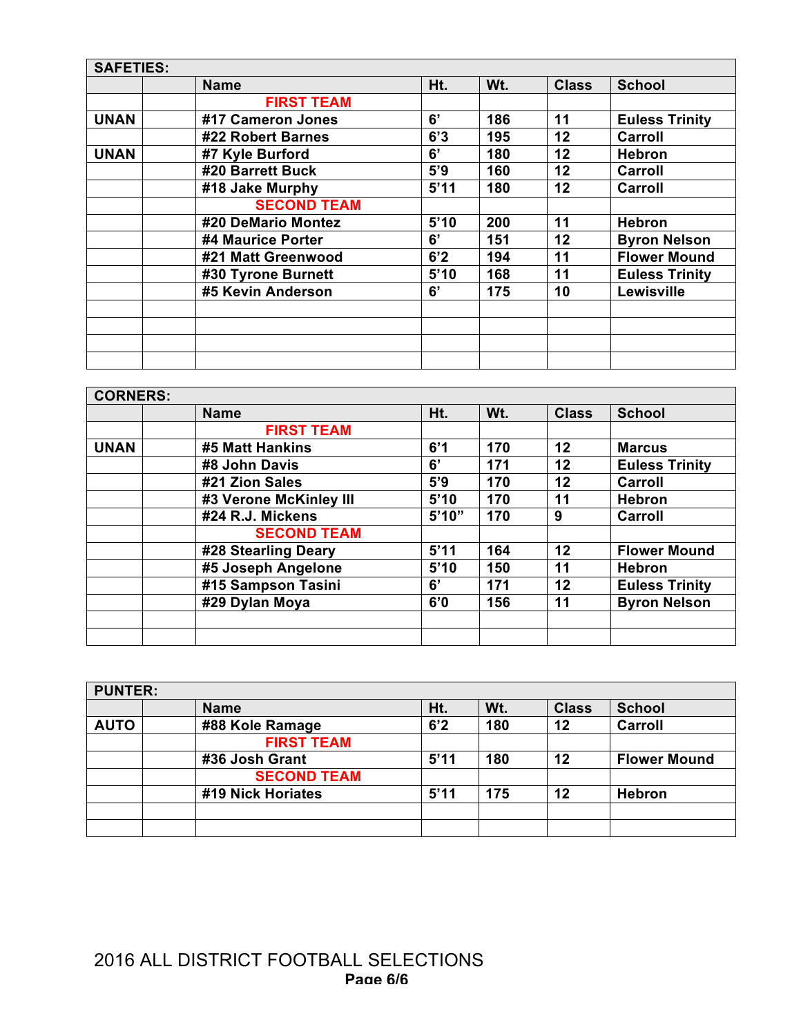| SAFETIES: | | | | | | |
|---|---|---|---|---|---|---|
| | | Name | Ht. | Wt. | Class | School |
| | | FIRST TEAM | | | | |
| UNAN | | #17 Cameron Jones | 6’ | 186 | 11 | Euless Trinity |
| | | #22 Robert Barnes | 6’3 | 195 | 12 | Carroll |
| UNAN | | #7 Kyle Burford | 6’ | 180 | 12 | Hebron |
| | | #20 Barrett Buck | 5’9 | 160 | 12 | Carroll |
| | | #18 Jake Murphy | 5’11 | 180 | 12 | Carroll |
| | | SECOND TEAM | | | | |
| | | #20 DeMario Montez | 5’10 | 200 | 11 | Hebron |
| | | #4 Maurice Porter | 6’ | 151 | 12 | Byron Nelson |
| | | #21 Matt Greenwood | 6’2 | 194 | 11 | Flower Mound |
| | | #30 Tyrone Burnett | 5’10 | 168 | 11 | Euless Trinity |
| | | #5 Kevin Anderson | 6’ | 175 | 10 | Lewisville |

| CORNERS: | | | | | | |
|---|---|---|---|---|---|---|
| | | Name | Ht. | Wt. | Class | School |
| | | FIRST TEAM | | | | |
| UNAN | | #5 Matt Hankins | 6’1 | 170 | 12 | Marcus |
| | | #8 John Davis | 6’ | 171 | 12 | Euless Trinity |
| | | #21 Zion Sales | 5’9 | 170 | 12 | Carroll |
| | | #3 Verone McKinley III | 5’10 | 170 | 11 | Hebron |
| | | #24 R.J. Mickens | 5’10” | 170 | 9 | Carroll |
| | | SECOND TEAM | | | | |
| | | #28 Stearling Deary | 5’11 | 164 | 12 | Flower Mound |
| | | #5 Joseph Angelone | 5’10 | 150 | 11 | Hebron |
| | | #15 Sampson Tasini | 6’ | 171 | 12 | Euless Trinity |
| | | #29 Dylan Moya | 6’0 | 156 | 11 | Byron Nelson |

| PUNTER: | | | | | | |
|---|---|---|---|---|---|---|
| | | Name | Ht. | Wt. | Class | School |
| AUTO | | #88 Kole Ramage | 6’2 | 180 | 12 | Carroll |
| | | FIRST TEAM | | | | |
| | | #36 Josh Grant | 5’11 | 180 | 12 | Flower Mound |
| | | SECOND TEAM | | | | |
| | | #19 Nick Horiates | 5’11 | 175 | 12 | Hebron |

2016 ALL DISTRICT FOOTBALL SELECTIONS